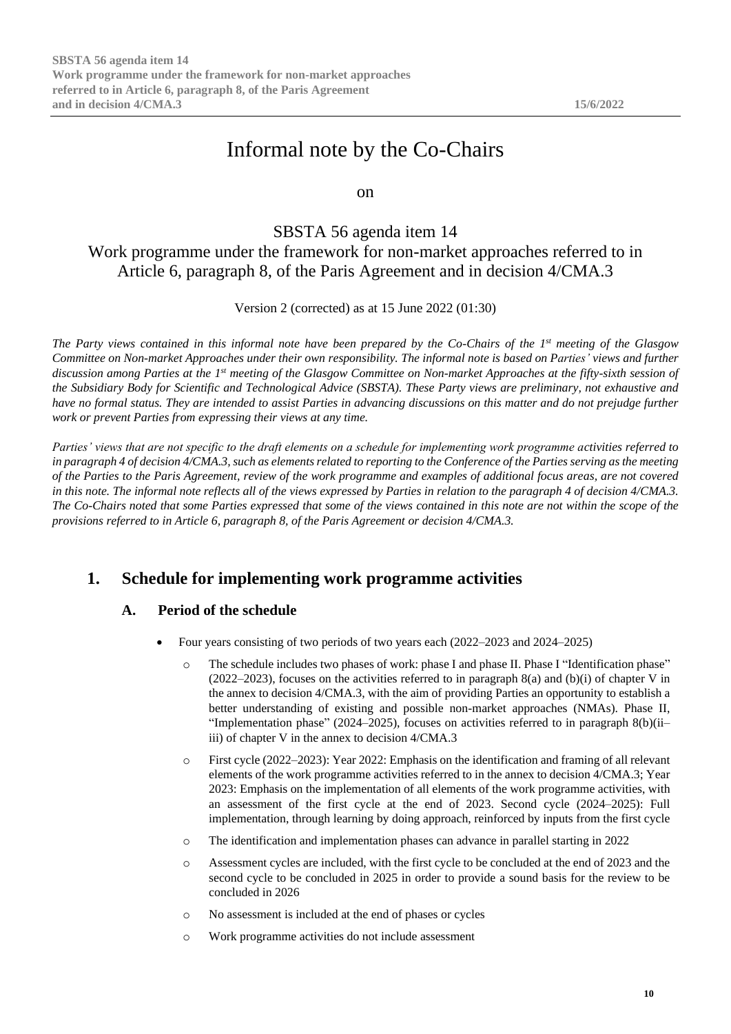# Informal note by the Co-Chairs

on

## SBSTA 56 agenda item 14
## Work programme under the framework for non-market approaches referred to in Article 6, paragraph 8, of the Paris Agreement and in decision 4/CMA.3

Version 2 (corrected) as at 15 June 2022 (01:30)

*The Party views contained in this informal note have been prepared by the Co-Chairs of the 1st meeting of the Glasgow Committee on Non-market Approaches under their own responsibility. The informal note is based on Parties' views and further discussion among Parties at the 1st meeting of the Glasgow Committee on Non-market Approaches at the fifty-sixth session of the Subsidiary Body for Scientific and Technological Advice (SBSTA). These Party views are preliminary, not exhaustive and have no formal status. They are intended to assist Parties in advancing discussions on this matter and do not prejudge further work or prevent Parties from expressing their views at any time.*

*Parties' views that are not specific to the draft elements on a schedule for implementing work programme activities referred to in paragraph 4 of decision 4/CMA.3, such as elements related to reporting to the Conference of the Parties serving as the meeting of the Parties to the Paris Agreement, review of the work programme and examples of additional focus areas, are not covered in this note. The informal note reflects all of the views expressed by Parties in relation to the paragraph 4 of decision 4/CMA.3. The Co-Chairs noted that some Parties expressed that some of the views contained in this note are not within the scope of the provisions referred to in Article 6, paragraph 8, of the Paris Agreement or decision 4/CMA.3.*

## 1. Schedule for implementing work programme activities

### A. Period of the schedule

- Four years consisting of two periods of two years each (2022–2023 and 2024–2025)
  - The schedule includes two phases of work: phase I and phase II. Phase I "Identification phase" (2022–2023), focuses on the activities referred to in paragraph 8(a) and (b)(i) of chapter V in the annex to decision 4/CMA.3, with the aim of providing Parties an opportunity to establish a better understanding of existing and possible non-market approaches (NMAs). Phase II, "Implementation phase" (2024–2025), focuses on activities referred to in paragraph 8(b)(ii–iii) of chapter V in the annex to decision 4/CMA.3
  - First cycle (2022–2023): Year 2022: Emphasis on the identification and framing of all relevant elements of the work programme activities referred to in the annex to decision 4/CMA.3; Year 2023: Emphasis on the implementation of all elements of the work programme activities, with an assessment of the first cycle at the end of 2023. Second cycle (2024–2025): Full implementation, through learning by doing approach, reinforced by inputs from the first cycle
  - The identification and implementation phases can advance in parallel starting in 2022
  - Assessment cycles are included, with the first cycle to be concluded at the end of 2023 and the second cycle to be concluded in 2025 in order to provide a sound basis for the review to be concluded in 2026
  - No assessment is included at the end of phases or cycles
  - Work programme activities do not include assessment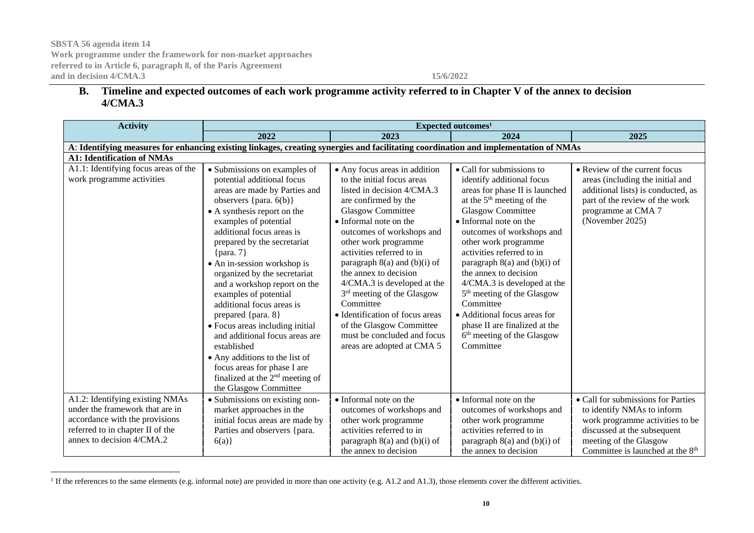## B. Timeline and expected outcomes of each work programme activity referred to in Chapter V of the annex to decision 4/CMA.3

| Activity | Expected outcomes[1] | | | |
|---|---|---|---|---|
| | 2022 | 2023 | 2024 | 2025 |
| **A**: **Identifying measures for enhancing existing linkages, creating synergies and facilitating coordination and implementation of NMAs** | | | | |
| **A1: Identification of NMAs** | | | | |
| A1.1: Identifying focus areas of the work programme activities | • Submissions on examples of potential additional focus areas are made by Parties and observers {para. 6(b)}<br>• A synthesis report on the examples of potential additional focus areas is prepared by the secretariat {para. 7}<br>• An in-session workshop is organized by the secretariat and a workshop report on the examples of potential additional focus areas is prepared {para. 8}<br>• Focus areas including initial and additional focus areas are established<br>• Any additions to the list of focus areas for phase I are finalized at the 2nd meeting of the Glasgow Committee | • Any focus areas in addition to the initial focus areas listed in decision 4/CMA.3 are confirmed by the Glasgow Committee<br>• Informal note on the outcomes of workshops and other work programme activities referred to in paragraph 8(a) and (b)(i) of the annex to decision 4/CMA.3 is developed at the 3rd meeting of the Glasgow Committee<br>• Identification of focus areas of the Glasgow Committee must be concluded and focus areas are adopted at CMA 5 | • Call for submissions to identify additional focus areas for phase II is launched at the 5th meeting of the Glasgow Committee<br>• Informal note on the outcomes of workshops and other work programme activities referred to in paragraph 8(a) and (b)(i) of the annex to decision 4/CMA.3 is developed at the 5th meeting of the Glasgow Committee<br>• Additional focus areas for phase II are finalized at the 6th meeting of the Glasgow Committee | • Review of the current focus areas (including the initial and additional lists) is conducted, as part of the review of the work programme at CMA 7 (November 2025) |
| A1.2: Identifying existing NMAs under the framework that are in accordance with the provisions referred to in chapter II of the annex to decision 4/CMA.2 | • Submissions on existing non-market approaches in the initial focus areas are made by Parties and observers {para. 6(a)} | • Informal note on the outcomes of workshops and other work programme activities referred to in paragraph 8(a) and (b)(i) of the annex to decision | • Informal note on the outcomes of workshops and other work programme activities referred to in paragraph 8(a) and (b)(i) of the annex to decision | • Call for submissions for Parties to identify NMAs to inform work programme activities to be discussed at the subsequent meeting of the Glasgow Committee is launched at the 8th |

[1] If the references to the same elements (e.g. informal note) are provided in more than one activity (e.g. A1.2 and A1.3), those elements cover the different activities.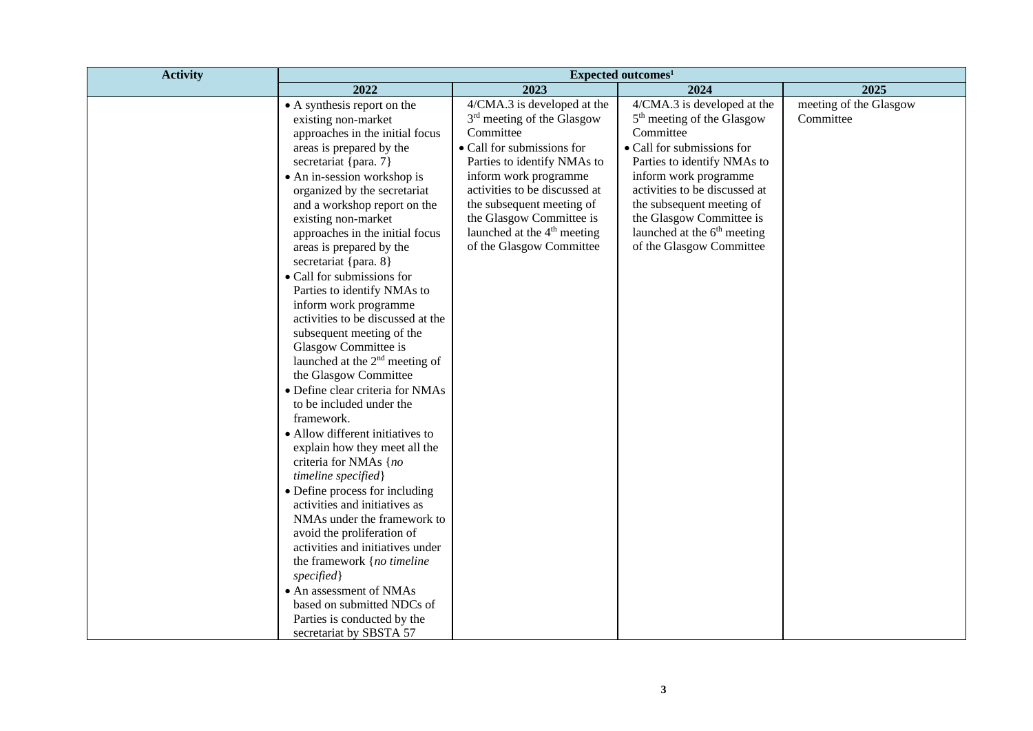| Activity | Expected outcomes[1] | | | |
|---|---|---|---|---|
| | 2022 | 2023 | 2024 | 2025 |
| | • A synthesis report on the existing non-market approaches in the initial focus areas is prepared by the secretariat {para. 7}<br>• An in-session workshop is organized by the secretariat and a workshop report on the existing non-market approaches in the initial focus areas is prepared by the secretariat {para. 8}<br>• Call for submissions for Parties to identify NMAs to inform work programme activities to be discussed at the subsequent meeting of the Glasgow Committee is launched at the 2nd meeting of the Glasgow Committee<br>• Define clear criteria for NMAs to be included under the framework.<br>• Allow different initiatives to explain how they meet all the criteria for NMAs {*no timeline specified*}<br>• Define process for including activities and initiatives as NMAs under the framework to avoid the proliferation of activities and initiatives under the framework {*no timeline specified*}<br>• An assessment of NMAs based on submitted NDCs of Parties is conducted by the secretariat by SBSTA 57 | 4/CMA.3 is developed at the 3rd meeting of the Glasgow Committee<br>• Call for submissions for Parties to identify NMAs to inform work programme activities to be discussed at the subsequent meeting of the Glasgow Committee is launched at the 4th meeting of the Glasgow Committee | 4/CMA.3 is developed at the 5th meeting of the Glasgow Committee<br>• Call for submissions for Parties to identify NMAs to inform work programme activities to be discussed at the subsequent meeting of the Glasgow Committee is launched at the 6th meeting of the Glasgow Committee | meeting of the Glasgow Committee |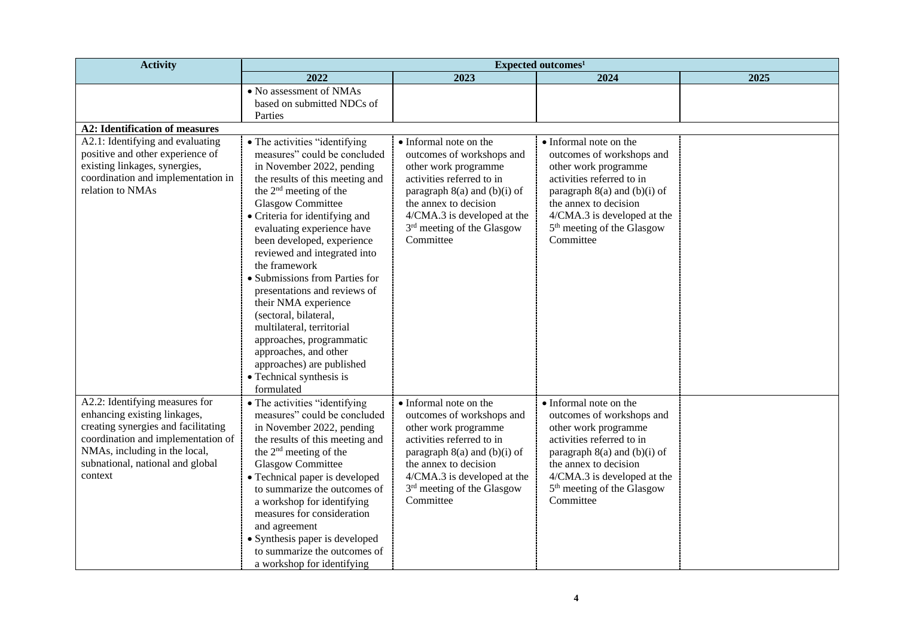| Activity | Expected outcomes[1] | | | |
|---|---|---|---|---|
| | 2022 | 2023 | 2024 | 2025 |
| | • No assessment of NMAs based on submitted NDCs of Parties | | | |
| **A2: Identification of measures** | | | | |
| A2.1: Identifying and evaluating positive and other experience of existing linkages, synergies, coordination and implementation in relation to NMAs | • The activities "identifying measures" could be concluded in November 2022, pending the results of this meeting and the 2nd meeting of the Glasgow Committee<br>• Criteria for identifying and evaluating experience have been developed, experience reviewed and integrated into the framework<br>• Submissions from Parties for presentations and reviews of their NMA experience (sectoral, bilateral, multilateral, territorial approaches, programmatic approaches, and other approaches) are published<br>• Technical synthesis is formulated | • Informal note on the outcomes of workshops and other work programme activities referred to in paragraph 8(a) and (b)(i) of the annex to decision 4/CMA.3 is developed at the 3rd meeting of the Glasgow Committee | • Informal note on the outcomes of workshops and other work programme activities referred to in paragraph 8(a) and (b)(i) of the annex to decision 4/CMA.3 is developed at the 5th meeting of the Glasgow Committee | |
| A2.2: Identifying measures for enhancing existing linkages, creating synergies and facilitating coordination and implementation of NMAs, including in the local, subnational, national and global context | • The activities "identifying measures" could be concluded in November 2022, pending the results of this meeting and the 2nd meeting of the Glasgow Committee<br>• Technical paper is developed to summarize the outcomes of a workshop for identifying measures for consideration and agreement<br>• Synthesis paper is developed to summarize the outcomes of a workshop for identifying | • Informal note on the outcomes of workshops and other work programme activities referred to in paragraph 8(a) and (b)(i) of the annex to decision 4/CMA.3 is developed at the 3rd meeting of the Glasgow Committee | • Informal note on the outcomes of workshops and other work programme activities referred to in paragraph 8(a) and (b)(i) of the annex to decision 4/CMA.3 is developed at the 5th meeting of the Glasgow Committee | |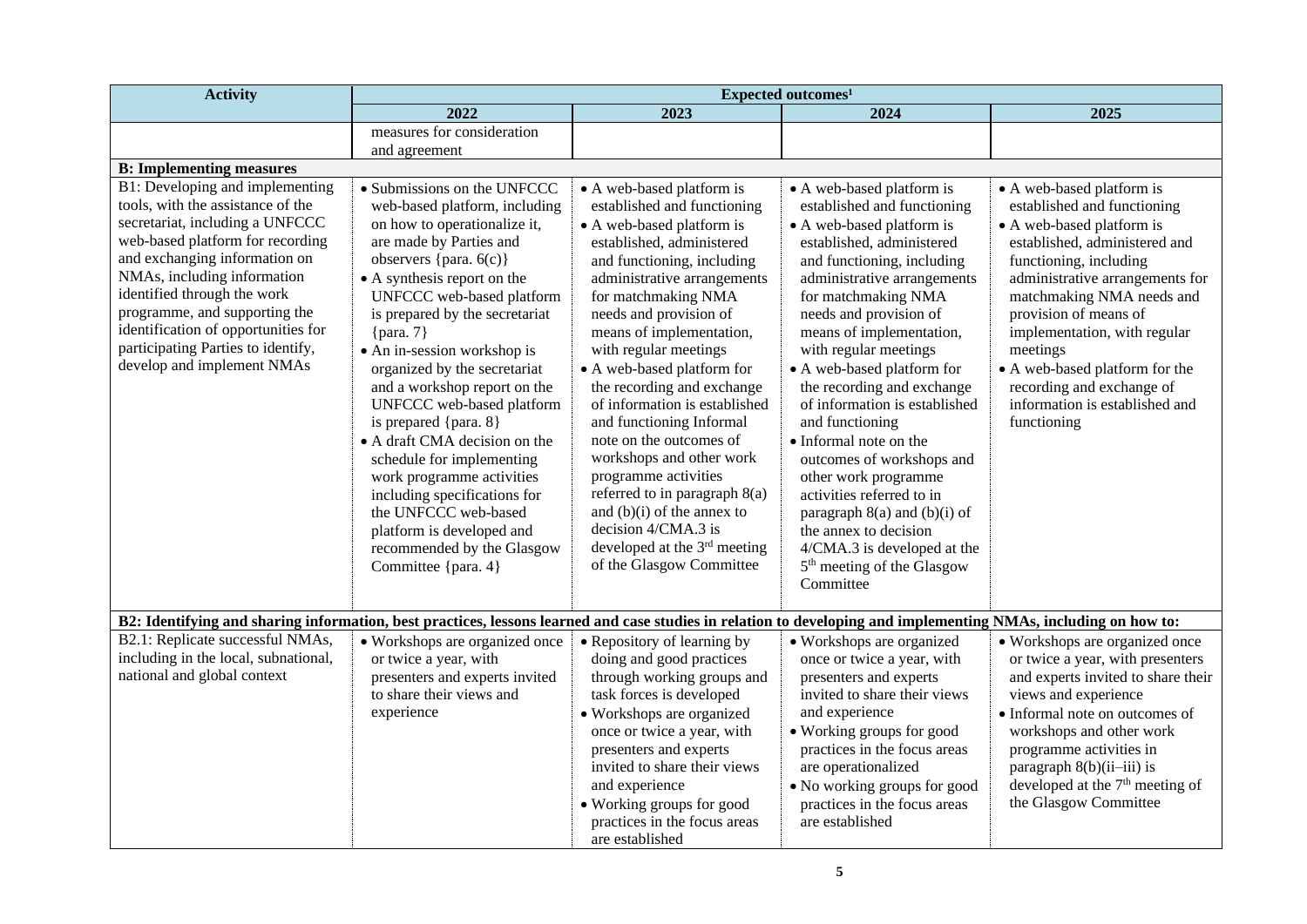| Activity | Expected outcomes[1] | | | |
|---|---|---|---|---|
| | 2022 | 2023 | 2024 | 2025 |
| | measures for consideration and agreement | | | |
| **B: Implementing measures** | | | | |
| B1: Developing and implementing tools, with the assistance of the secretariat, including a UNFCCC web-based platform for recording and exchanging information on NMAs, including information identified through the work programme, and supporting the identification of opportunities for participating Parties to identify, develop and implement NMAs | • Submissions on the UNFCCC web-based platform, including on how to operationalize it, are made by Parties and observers {para. 6(c)}<br>• A synthesis report on the UNFCCC web-based platform is prepared by the secretariat {para. 7}<br>• An in-session workshop is organized by the secretariat and a workshop report on the UNFCCC web-based platform is prepared {para. 8}<br>• A draft CMA decision on the schedule for implementing work programme activities including specifications for the UNFCCC web-based platform is developed and recommended by the Glasgow Committee {para. 4} | • A web-based platform is established and functioning<br>• A web-based platform is established, administered and functioning, including administrative arrangements for matchmaking NMA needs and provision of means of implementation, with regular meetings<br>• A web-based platform for the recording and exchange of information is established and functioning Informal note on the outcomes of workshops and other work programme activities referred to in paragraph 8(a) and (b)(i) of the annex to decision 4/CMA.3 is developed at the 3rd meeting of the Glasgow Committee | • A web-based platform is established and functioning<br>• A web-based platform is established, administered and functioning, including administrative arrangements for matchmaking NMA needs and provision of means of implementation, with regular meetings<br>• A web-based platform for the recording and exchange of information is established and functioning<br>• Informal note on the outcomes of workshops and other work programme activities referred to in paragraph 8(a) and (b)(i) of the annex to decision 4/CMA.3 is developed at the 5th meeting of the Glasgow Committee | • A web-based platform is established and functioning<br>• A web-based platform is established, administered and functioning, including administrative arrangements for matchmaking NMA needs and provision of means of implementation, with regular meetings<br>• A web-based platform for the recording and exchange of information is established and functioning |
| **B2: Identifying and sharing information, best practices, lessons learned and case studies in relation to developing and implementing NMAs, including on how to:** | | | | |
| B2.1: Replicate successful NMAs, including in the local, subnational, national and global context | • Workshops are organized once or twice a year, with presenters and experts invited to share their views and experience | • Repository of learning by doing and good practices through working groups and task forces is developed<br>• Workshops are organized once or twice a year, with presenters and experts invited to share their views and experience<br>• Working groups for good practices in the focus areas are established | • Workshops are organized once or twice a year, with presenters and experts invited to share their views and experience<br>• Working groups for good practices in the focus areas are operationalized<br>• No working groups for good practices in the focus areas are established | • Workshops are organized once or twice a year, with presenters and experts invited to share their views and experience<br>• Informal note on outcomes of workshops and other work programme activities in paragraph 8(b)(ii–iii) is developed at the 7th meeting of the Glasgow Committee |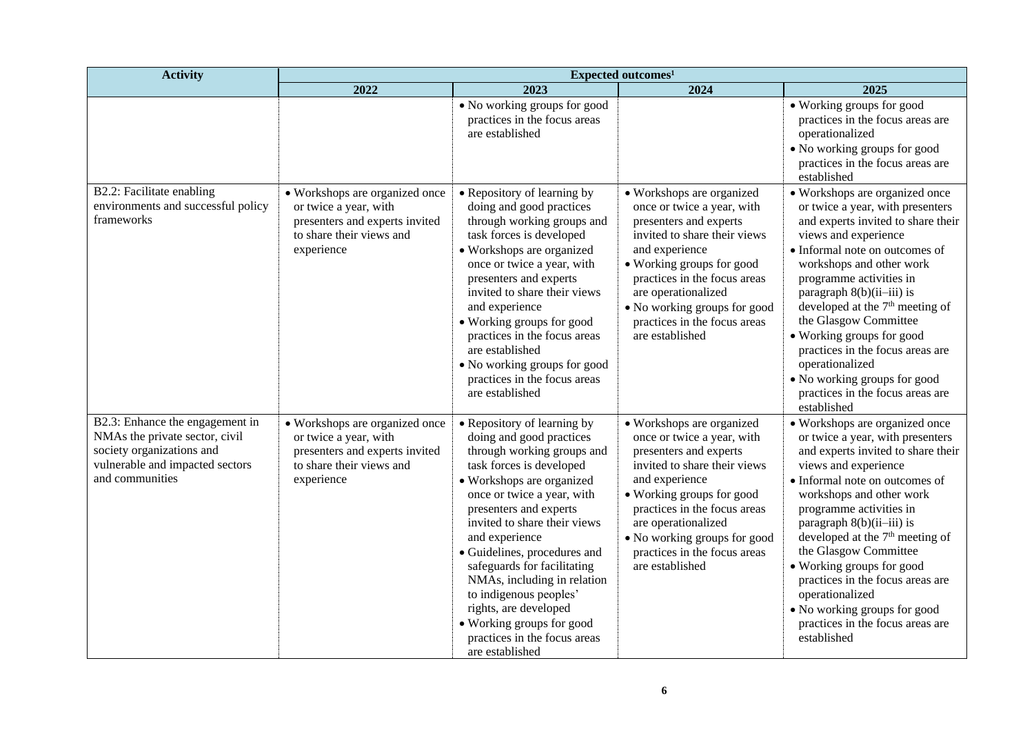| Activity | Expected outcomes[1] | | | |
|---|---|---|---|---|
| | 2022 | 2023 | 2024 | 2025 |
| | | • No working groups for good practices in the focus areas are established | | • Working groups for good practices in the focus areas are operationalized<br>• No working groups for good practices in the focus areas are established |
| B2.2: Facilitate enabling environments and successful policy frameworks | • Workshops are organized once or twice a year, with presenters and experts invited to share their views and experience | • Repository of learning by doing and good practices through working groups and task forces is developed<br>• Workshops are organized once or twice a year, with presenters and experts invited to share their views and experience<br>• Working groups for good practices in the focus areas are established<br>• No working groups for good practices in the focus areas are established | • Workshops are organized once or twice a year, with presenters and experts invited to share their views and experience<br>• Working groups for good practices in the focus areas are operationalized<br>• No working groups for good practices in the focus areas are established | • Workshops are organized once or twice a year, with presenters and experts invited to share their views and experience<br>• Informal note on outcomes of workshops and other work programme activities in paragraph 8(b)(ii–iii) is developed at the 7th meeting of the Glasgow Committee<br>• Working groups for good practices in the focus areas are operationalized<br>• No working groups for good practices in the focus areas are established |
| B2.3: Enhance the engagement in NMAs the private sector, civil society organizations and vulnerable and impacted sectors and communities | • Workshops are organized once or twice a year, with presenters and experts invited to share their views and experience | • Repository of learning by doing and good practices through working groups and task forces is developed<br>• Workshops are organized once or twice a year, with presenters and experts invited to share their views and experience<br>• Guidelines, procedures and safeguards for facilitating NMAs, including in relation to indigenous peoples' rights, are developed<br>• Working groups for good practices in the focus areas are established | • Workshops are organized once or twice a year, with presenters and experts invited to share their views and experience<br>• Working groups for good practices in the focus areas are operationalized<br>• No working groups for good practices in the focus areas are established | • Workshops are organized once or twice a year, with presenters and experts invited to share their views and experience<br>• Informal note on outcomes of workshops and other work programme activities in paragraph 8(b)(ii–iii) is developed at the 7th meeting of the Glasgow Committee<br>• Working groups for good practices in the focus areas are operationalized<br>• No working groups for good practices in the focus areas are established |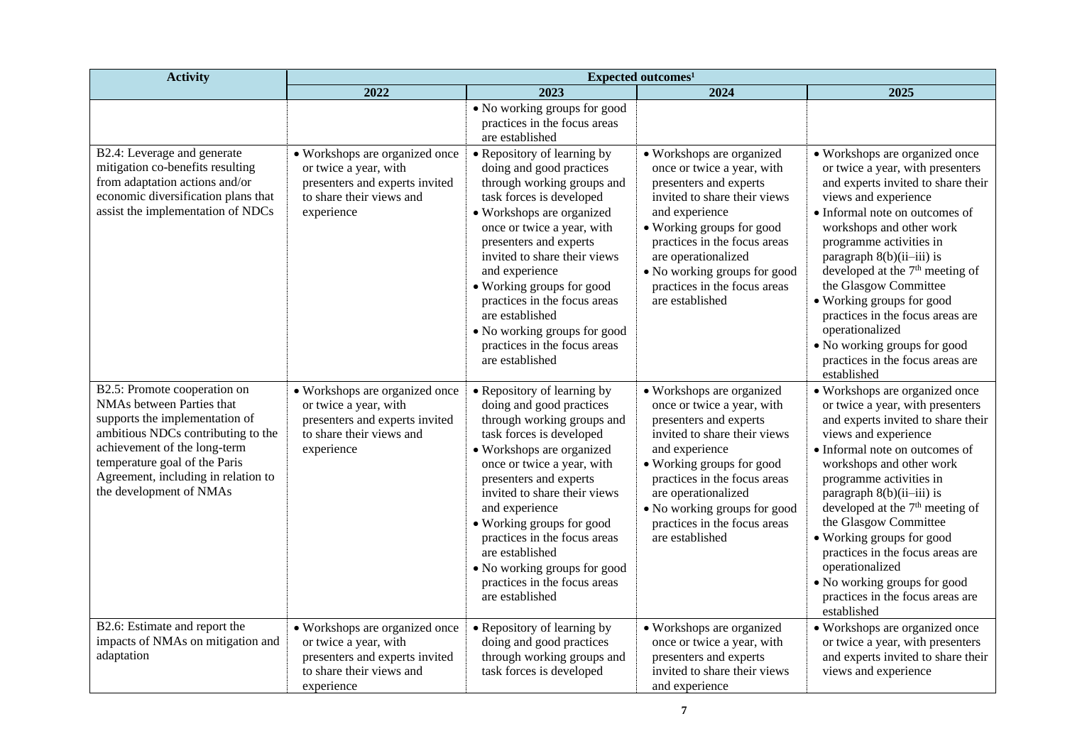| Activity | Expected outcomes[1] | | | |
|---|---|---|---|---|
| | 2022 | 2023 | 2024 | 2025 |
| | | • No working groups for good practices in the focus areas are established | | |
| B2.4: Leverage and generate mitigation co-benefits resulting from adaptation actions and/or economic diversification plans that assist the implementation of NDCs | • Workshops are organized once or twice a year, with presenters and experts invited to share their views and experience | • Repository of learning by doing and good practices through working groups and task forces is developed<br>• Workshops are organized once or twice a year, with presenters and experts invited to share their views and experience<br>• Working groups for good practices in the focus areas are established<br>• No working groups for good practices in the focus areas are established | • Workshops are organized once or twice a year, with presenters and experts invited to share their views and experience<br>• Working groups for good practices in the focus areas are operationalized<br>• No working groups for good practices in the focus areas are established | • Workshops are organized once or twice a year, with presenters and experts invited to share their views and experience<br>• Informal note on outcomes of workshops and other work programme activities in paragraph 8(b)(ii–iii) is developed at the 7th meeting of the Glasgow Committee<br>• Working groups for good practices in the focus areas are operationalized<br>• No working groups for good practices in the focus areas are established |
| B2.5: Promote cooperation on NMAs between Parties that supports the implementation of ambitious NDCs contributing to the achievement of the long-term temperature goal of the Paris Agreement, including in relation to the development of NMAs | • Workshops are organized once or twice a year, with presenters and experts invited to share their views and experience | • Repository of learning by doing and good practices through working groups and task forces is developed<br>• Workshops are organized once or twice a year, with presenters and experts invited to share their views and experience<br>• Working groups for good practices in the focus areas are established<br>• No working groups for good practices in the focus areas are established | • Workshops are organized once or twice a year, with presenters and experts invited to share their views and experience<br>• Working groups for good practices in the focus areas are operationalized<br>• No working groups for good practices in the focus areas are established | • Workshops are organized once or twice a year, with presenters and experts invited to share their views and experience<br>• Informal note on outcomes of workshops and other work programme activities in paragraph 8(b)(ii–iii) is developed at the 7th meeting of the Glasgow Committee<br>• Working groups for good practices in the focus areas are operationalized<br>• No working groups for good practices in the focus areas are established |
| B2.6: Estimate and report the impacts of NMAs on mitigation and adaptation | • Workshops are organized once or twice a year, with presenters and experts invited to share their views and experience | • Repository of learning by doing and good practices through working groups and task forces is developed | • Workshops are organized once or twice a year, with presenters and experts invited to share their views and experience | • Workshops are organized once or twice a year, with presenters and experts invited to share their views and experience |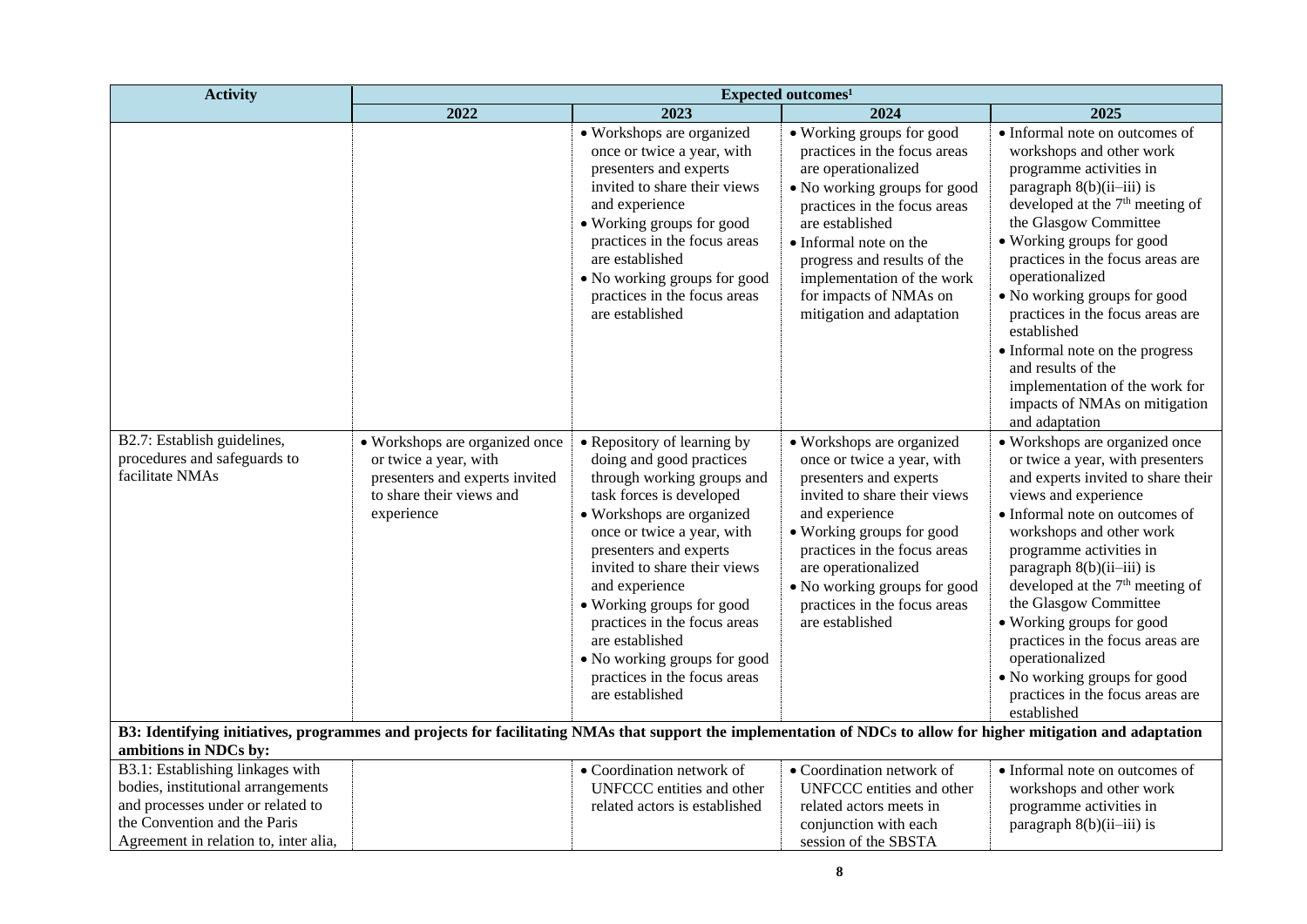| Activity | Expected outcomes[1] | | | |
|---|---|---|---|---|
| | 2022 | 2023 | 2024 | 2025 |
| | | • Workshops are organized once or twice a year, with presenters and experts invited to share their views and experience<br>• Working groups for good practices in the focus areas are established<br>• No working groups for good practices in the focus areas are established | • Working groups for good practices in the focus areas are operationalized<br>• No working groups for good practices in the focus areas are established<br>• Informal note on the progress and results of the implementation of the work for impacts of NMAs on mitigation and adaptation | • Informal note on outcomes of workshops and other work programme activities in paragraph 8(b)(ii–iii) is developed at the 7th meeting of the Glasgow Committee<br>• Working groups for good practices in the focus areas are operationalized<br>• No working groups for good practices in the focus areas are established<br>• Informal note on the progress and results of the implementation of the work for impacts of NMAs on mitigation and adaptation |
| B2.7: Establish guidelines, procedures and safeguards to facilitate NMAs | • Workshops are organized once or twice a year, with presenters and experts invited to share their views and experience | • Repository of learning by doing and good practices through working groups and task forces is developed<br>• Workshops are organized once or twice a year, with presenters and experts invited to share their views and experience<br>• Working groups for good practices in the focus areas are established<br>• No working groups for good practices in the focus areas are established | • Workshops are organized once or twice a year, with presenters and experts invited to share their views and experience<br>• Working groups for good practices in the focus areas are operationalized<br>• No working groups for good practices in the focus areas are established | • Workshops are organized once or twice a year, with presenters and experts invited to share their views and experience<br>• Informal note on outcomes of workshops and other work programme activities in paragraph 8(b)(ii–iii) is developed at the 7th meeting of the Glasgow Committee<br>• Working groups for good practices in the focus areas are operationalized<br>• No working groups for good practices in the focus areas are established |
| **B3: Identifying initiatives, programmes and projects for facilitating NMAs that support the implementation of NDCs to allow for higher mitigation and adaptation ambitions in NDCs by:** | | | | |
| B3.1: Establishing linkages with bodies, institutional arrangements and processes under or related to the Convention and the Paris Agreement in relation to, inter alia, | | • Coordination network of UNFCCC entities and other related actors is established | • Coordination network of UNFCCC entities and other related actors meets in conjunction with each session of the SBSTA | • Informal note on outcomes of workshops and other work programme activities in paragraph 8(b)(ii–iii) is |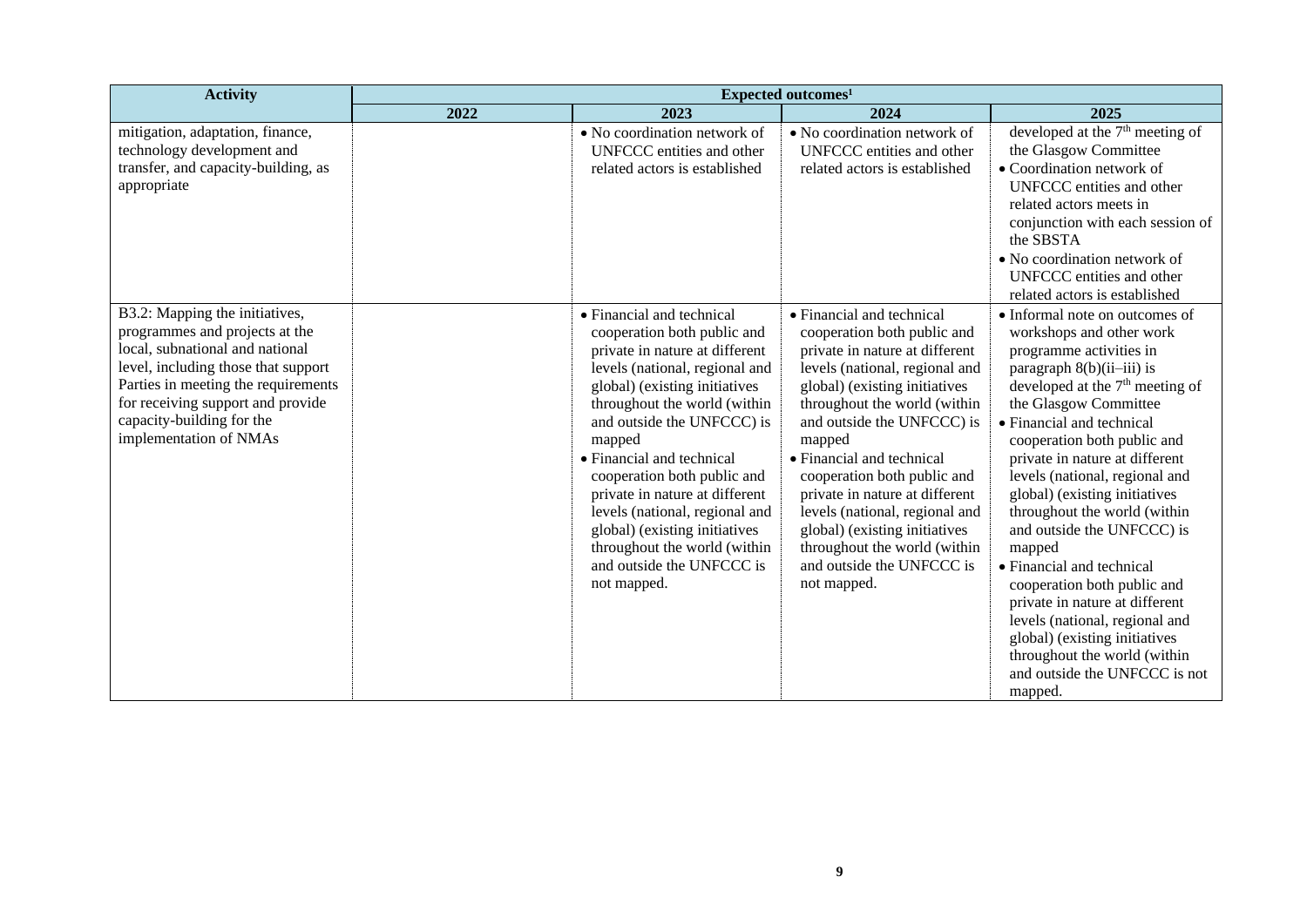| Activity | Expected outcomes[1] | | | |
|---|---|---|---|---|
| | 2022 | 2023 | 2024 | 2025 |
| mitigation, adaptation, finance, technology development and transfer, and capacity-building, as appropriate | | • No coordination network of UNFCCC entities and other related actors is established | • No coordination network of UNFCCC entities and other related actors is established | developed at the 7th meeting of the Glasgow Committee<br>• Coordination network of UNFCCC entities and other related actors meets in conjunction with each session of the SBSTA<br>• No coordination network of UNFCCC entities and other related actors is established |
| B3.2: Mapping the initiatives, programmes and projects at the local, subnational and national level, including those that support Parties in meeting the requirements for receiving support and provide capacity-building for the implementation of NMAs | | • Financial and technical cooperation both public and private in nature at different levels (national, regional and global) (existing initiatives throughout the world (within and outside the UNFCCC) is mapped<br>• Financial and technical cooperation both public and private in nature at different levels (national, regional and global) (existing initiatives throughout the world (within and outside the UNFCCC is not mapped. | • Financial and technical cooperation both public and private in nature at different levels (national, regional and global) (existing initiatives throughout the world (within and outside the UNFCCC) is mapped<br>• Financial and technical cooperation both public and private in nature at different levels (national, regional and global) (existing initiatives throughout the world (within and outside the UNFCCC is not mapped. | • Informal note on outcomes of workshops and other work programme activities in paragraph 8(b)(ii–iii) is developed at the 7th meeting of the Glasgow Committee<br>• Financial and technical cooperation both public and private in nature at different levels (national, regional and global) (existing initiatives throughout the world (within and outside the UNFCCC) is mapped<br>• Financial and technical cooperation both public and private in nature at different levels (national, regional and global) (existing initiatives throughout the world (within and outside the UNFCCC is not mapped. |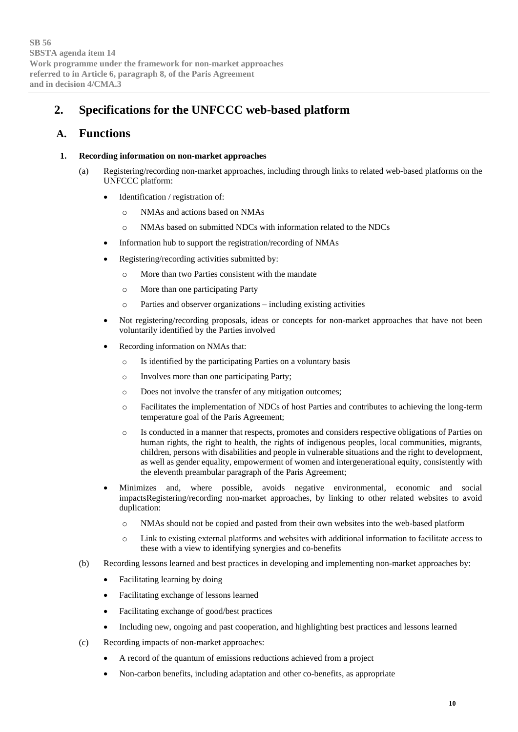## 2. Specifications for the UNFCCC web-based platform

### A. Functions

#### 1. Recording information on non-market approaches

(a) Registering/recording non-market approaches, including through links to related web-based platforms on the UNFCCC platform:

- Identification / registration of:
    - NMAs and actions based on NMAs
    - NMAs based on submitted NDCs with information related to the NDCs
- Information hub to support the registration/recording of NMAs
- Registering/recording activities submitted by:
    - More than two Parties consistent with the mandate
    - More than one participating Party
    - Parties and observer organizations – including existing activities
- Not registering/recording proposals, ideas or concepts for non-market approaches that have not been voluntarily identified by the Parties involved
- Recording information on NMAs that:
    - Is identified by the participating Parties on a voluntary basis
    - Involves more than one participating Party;
    - Does not involve the transfer of any mitigation outcomes;
    - Facilitates the implementation of NDCs of host Parties and contributes to achieving the long-term temperature goal of the Paris Agreement;
    - Is conducted in a manner that respects, promotes and considers respective obligations of Parties on human rights, the right to health, the rights of indigenous peoples, local communities, migrants, children, persons with disabilities and people in vulnerable situations and the right to development, as well as gender equality, empowerment of women and intergenerational equity, consistently with the eleventh preambular paragraph of the Paris Agreement;
- Minimizes and, where possible, avoids negative environmental, economic and social impactsRegistering/recording non-market approaches, by linking to other related websites to avoid duplication:
    - NMAs should not be copied and pasted from their own websites into the web-based platform
    - Link to existing external platforms and websites with additional information to facilitate access to these with a view to identifying synergies and co-benefits

(b) Recording lessons learned and best practices in developing and implementing non-market approaches by:

- Facilitating learning by doing
- Facilitating exchange of lessons learned
- Facilitating exchange of good/best practices
- Including new, ongoing and past cooperation, and highlighting best practices and lessons learned

(c) Recording impacts of non-market approaches:

- A record of the quantum of emissions reductions achieved from a project
- Non-carbon benefits, including adaptation and other co-benefits, as appropriate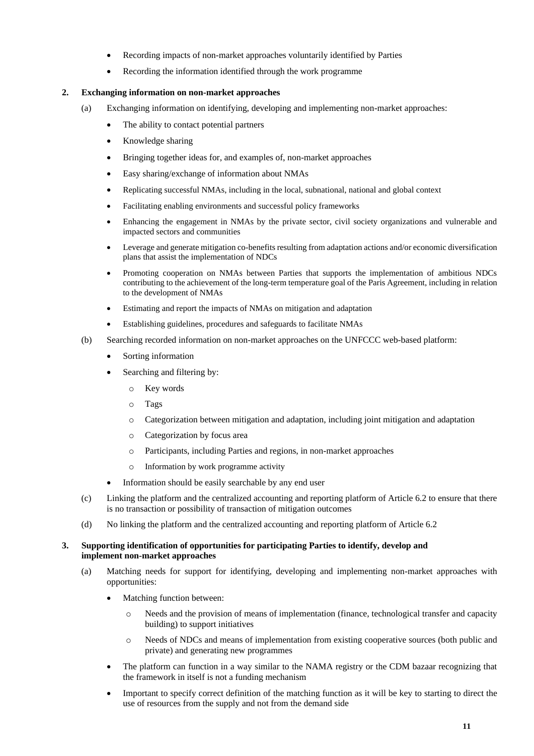- Recording impacts of non-market approaches voluntarily identified by Parties
- Recording the information identified through the work programme

**2. Exchanging information on non-market approaches**

(a) Exchanging information on identifying, developing and implementing non-market approaches:

- The ability to contact potential partners
- Knowledge sharing
- Bringing together ideas for, and examples of, non-market approaches
- Easy sharing/exchange of information about NMAs
- Replicating successful NMAs, including in the local, subnational, national and global context
- Facilitating enabling environments and successful policy frameworks
- Enhancing the engagement in NMAs by the private sector, civil society organizations and vulnerable and impacted sectors and communities
- Leverage and generate mitigation co-benefits resulting from adaptation actions and/or economic diversification plans that assist the implementation of NDCs
- Promoting cooperation on NMAs between Parties that supports the implementation of ambitious NDCs contributing to the achievement of the long-term temperature goal of the Paris Agreement, including in relation to the development of NMAs
- Estimating and report the impacts of NMAs on mitigation and adaptation
- Establishing guidelines, procedures and safeguards to facilitate NMAs

(b) Searching recorded information on non-market approaches on the UNFCCC web-based platform:

- Sorting information
- Searching and filtering by:
  - Key words
  - Tags
  - Categorization between mitigation and adaptation, including joint mitigation and adaptation
  - Categorization by focus area
  - Participants, including Parties and regions, in non-market approaches
  - Information by work programme activity
- Information should be easily searchable by any end user

(c) Linking the platform and the centralized accounting and reporting platform of Article 6.2 to ensure that there is no transaction or possibility of transaction of mitigation outcomes

(d) No linking the platform and the centralized accounting and reporting platform of Article 6.2

**3. Supporting identification of opportunities for participating Parties to identify, develop and implement non-market approaches**

(a) Matching needs for support for identifying, developing and implementing non-market approaches with opportunities:

- Matching function between:
  - Needs and the provision of means of implementation (finance, technological transfer and capacity building) to support initiatives
  - Needs of NDCs and means of implementation from existing cooperative sources (both public and private) and generating new programmes
- The platform can function in a way similar to the NAMA registry or the CDM bazaar recognizing that the framework in itself is not a funding mechanism
- Important to specify correct definition of the matching function as it will be key to starting to direct the use of resources from the supply and not from the demand side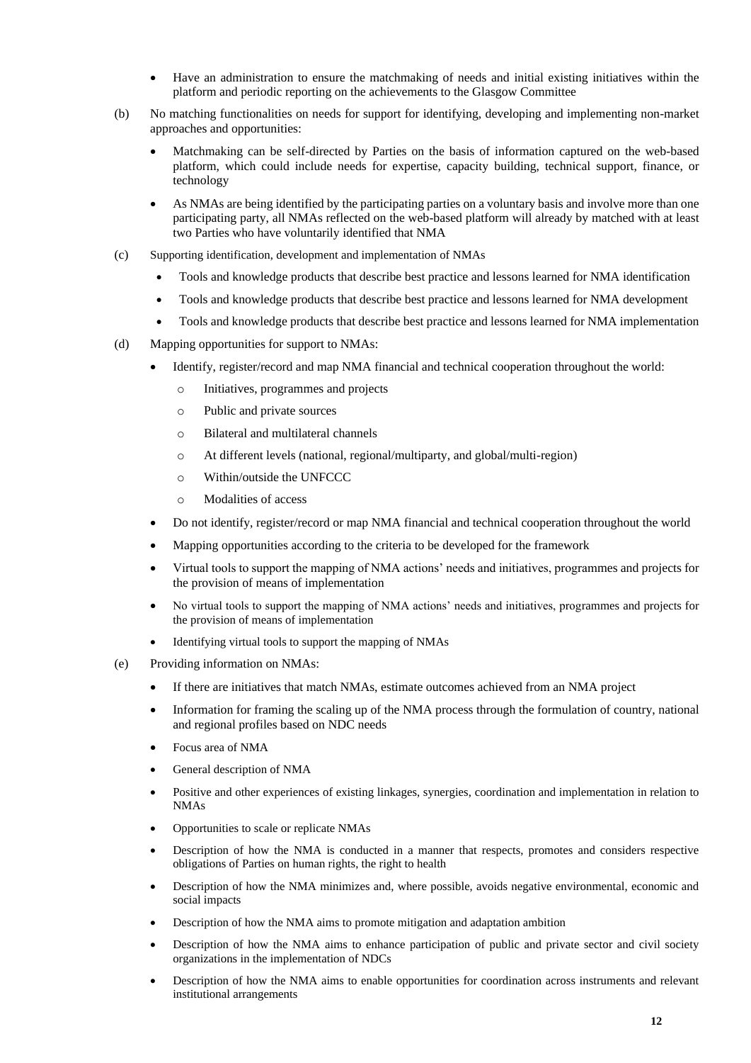- Have an administration to ensure the matchmaking of needs and initial existing initiatives within the platform and periodic reporting on the achievements to the Glasgow Committee

(b) No matching functionalities on needs for support for identifying, developing and implementing non-market approaches and opportunities:

- Matchmaking can be self-directed by Parties on the basis of information captured on the web-based platform, which could include needs for expertise, capacity building, technical support, finance, or technology
- As NMAs are being identified by the participating parties on a voluntary basis and involve more than one participating party, all NMAs reflected on the web-based platform will already by matched with at least two Parties who have voluntarily identified that NMA

(c) Supporting identification, development and implementation of NMAs

- Tools and knowledge products that describe best practice and lessons learned for NMA identification
- Tools and knowledge products that describe best practice and lessons learned for NMA development
- Tools and knowledge products that describe best practice and lessons learned for NMA implementation

(d) Mapping opportunities for support to NMAs:

- Identify, register/record and map NMA financial and technical cooperation throughout the world:
  - Initiatives, programmes and projects
  - Public and private sources
  - Bilateral and multilateral channels
  - At different levels (national, regional/multiparty, and global/multi-region)
  - Within/outside the UNFCCC
  - Modalities of access
- Do not identify, register/record or map NMA financial and technical cooperation throughout the world
- Mapping opportunities according to the criteria to be developed for the framework
- Virtual tools to support the mapping of NMA actions' needs and initiatives, programmes and projects for the provision of means of implementation
- No virtual tools to support the mapping of NMA actions' needs and initiatives, programmes and projects for the provision of means of implementation
- Identifying virtual tools to support the mapping of NMAs

(e) Providing information on NMAs:

- If there are initiatives that match NMAs, estimate outcomes achieved from an NMA project
- Information for framing the scaling up of the NMA process through the formulation of country, national and regional profiles based on NDC needs
- Focus area of NMA
- General description of NMA
- Positive and other experiences of existing linkages, synergies, coordination and implementation in relation to NMAs
- Opportunities to scale or replicate NMAs
- Description of how the NMA is conducted in a manner that respects, promotes and considers respective obligations of Parties on human rights, the right to health
- Description of how the NMA minimizes and, where possible, avoids negative environmental, economic and social impacts
- Description of how the NMA aims to promote mitigation and adaptation ambition
- Description of how the NMA aims to enhance participation of public and private sector and civil society organizations in the implementation of NDCs
- Description of how the NMA aims to enable opportunities for coordination across instruments and relevant institutional arrangements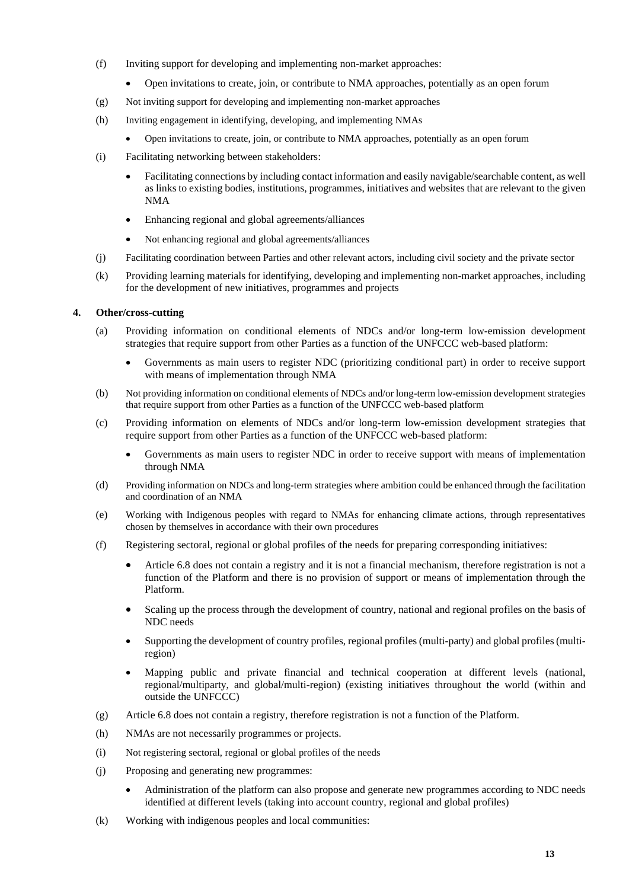(f) Inviting support for developing and implementing non-market approaches:

- Open invitations to create, join, or contribute to NMA approaches, potentially as an open forum

(g) Not inviting support for developing and implementing non-market approaches

(h) Inviting engagement in identifying, developing, and implementing NMAs

- Open invitations to create, join, or contribute to NMA approaches, potentially as an open forum

(i) Facilitating networking between stakeholders:

- Facilitating connections by including contact information and easily navigable/searchable content, as well as links to existing bodies, institutions, programmes, initiatives and websites that are relevant to the given NMA
- Enhancing regional and global agreements/alliances
- Not enhancing regional and global agreements/alliances

(j) Facilitating coordination between Parties and other relevant actors, including civil society and the private sector

(k) Providing learning materials for identifying, developing and implementing non-market approaches, including for the development of new initiatives, programmes and projects

**4. Other/cross-cutting**

(a) Providing information on conditional elements of NDCs and/or long-term low-emission development strategies that require support from other Parties as a function of the UNFCCC web-based platform:

- Governments as main users to register NDC (prioritizing conditional part) in order to receive support with means of implementation through NMA

(b) Not providing information on conditional elements of NDCs and/or long-term low-emission development strategies that require support from other Parties as a function of the UNFCCC web-based platform

(c) Providing information on elements of NDCs and/or long-term low-emission development strategies that require support from other Parties as a function of the UNFCCC web-based platform:

- Governments as main users to register NDC in order to receive support with means of implementation through NMA

(d) Providing information on NDCs and long-term strategies where ambition could be enhanced through the facilitation and coordination of an NMA

(e) Working with Indigenous peoples with regard to NMAs for enhancing climate actions, through representatives chosen by themselves in accordance with their own procedures

(f) Registering sectoral, regional or global profiles of the needs for preparing corresponding initiatives:

- Article 6.8 does not contain a registry and it is not a financial mechanism, therefore registration is not a function of the Platform and there is no provision of support or means of implementation through the Platform.
- Scaling up the process through the development of country, national and regional profiles on the basis of NDC needs
- Supporting the development of country profiles, regional profiles (multi-party) and global profiles (multi-region)
- Mapping public and private financial and technical cooperation at different levels (national, regional/multiparty, and global/multi-region) (existing initiatives throughout the world (within and outside the UNFCCC)

(g) Article 6.8 does not contain a registry, therefore registration is not a function of the Platform.

(h) NMAs are not necessarily programmes or projects.

(i) Not registering sectoral, regional or global profiles of the needs

(j) Proposing and generating new programmes:

- Administration of the platform can also propose and generate new programmes according to NDC needs identified at different levels (taking into account country, regional and global profiles)

(k) Working with indigenous peoples and local communities: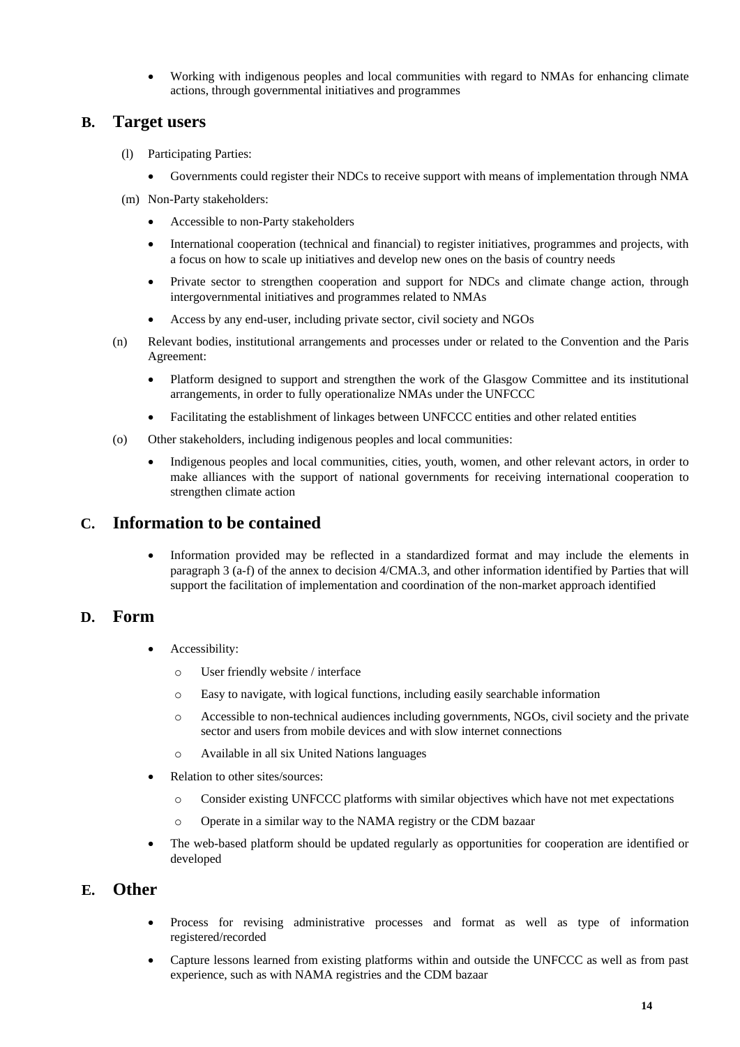- Working with indigenous peoples and local communities with regard to NMAs for enhancing climate actions, through governmental initiatives and programmes

## B. Target users

(l) Participating Parties:

- Governments could register their NDCs to receive support with means of implementation through NMA

(m) Non-Party stakeholders:

- Accessible to non-Party stakeholders
- International cooperation (technical and financial) to register initiatives, programmes and projects, with a focus on how to scale up initiatives and develop new ones on the basis of country needs
- Private sector to strengthen cooperation and support for NDCs and climate change action, through intergovernmental initiatives and programmes related to NMAs
- Access by any end-user, including private sector, civil society and NGOs

(n) Relevant bodies, institutional arrangements and processes under or related to the Convention and the Paris Agreement:

- Platform designed to support and strengthen the work of the Glasgow Committee and its institutional arrangements, in order to fully operationalize NMAs under the UNFCCC
- Facilitating the establishment of linkages between UNFCCC entities and other related entities

(o) Other stakeholders, including indigenous peoples and local communities:

- Indigenous peoples and local communities, cities, youth, women, and other relevant actors, in order to make alliances with the support of national governments for receiving international cooperation to strengthen climate action

## C. Information to be contained

- Information provided may be reflected in a standardized format and may include the elements in paragraph 3 (a-f) of the annex to decision 4/CMA.3, and other information identified by Parties that will support the facilitation of implementation and coordination of the non-market approach identified

## D. Form

- Accessibility:
  - User friendly website / interface
  - Easy to navigate, with logical functions, including easily searchable information
  - Accessible to non-technical audiences including governments, NGOs, civil society and the private sector and users from mobile devices and with slow internet connections
  - Available in all six United Nations languages
- Relation to other sites/sources:
  - Consider existing UNFCCC platforms with similar objectives which have not met expectations
  - Operate in a similar way to the NAMA registry or the CDM bazaar
- The web-based platform should be updated regularly as opportunities for cooperation are identified or developed

## E. Other

- Process for revising administrative processes and format as well as type of information registered/recorded
- Capture lessons learned from existing platforms within and outside the UNFCCC as well as from past experience, such as with NAMA registries and the CDM bazaar